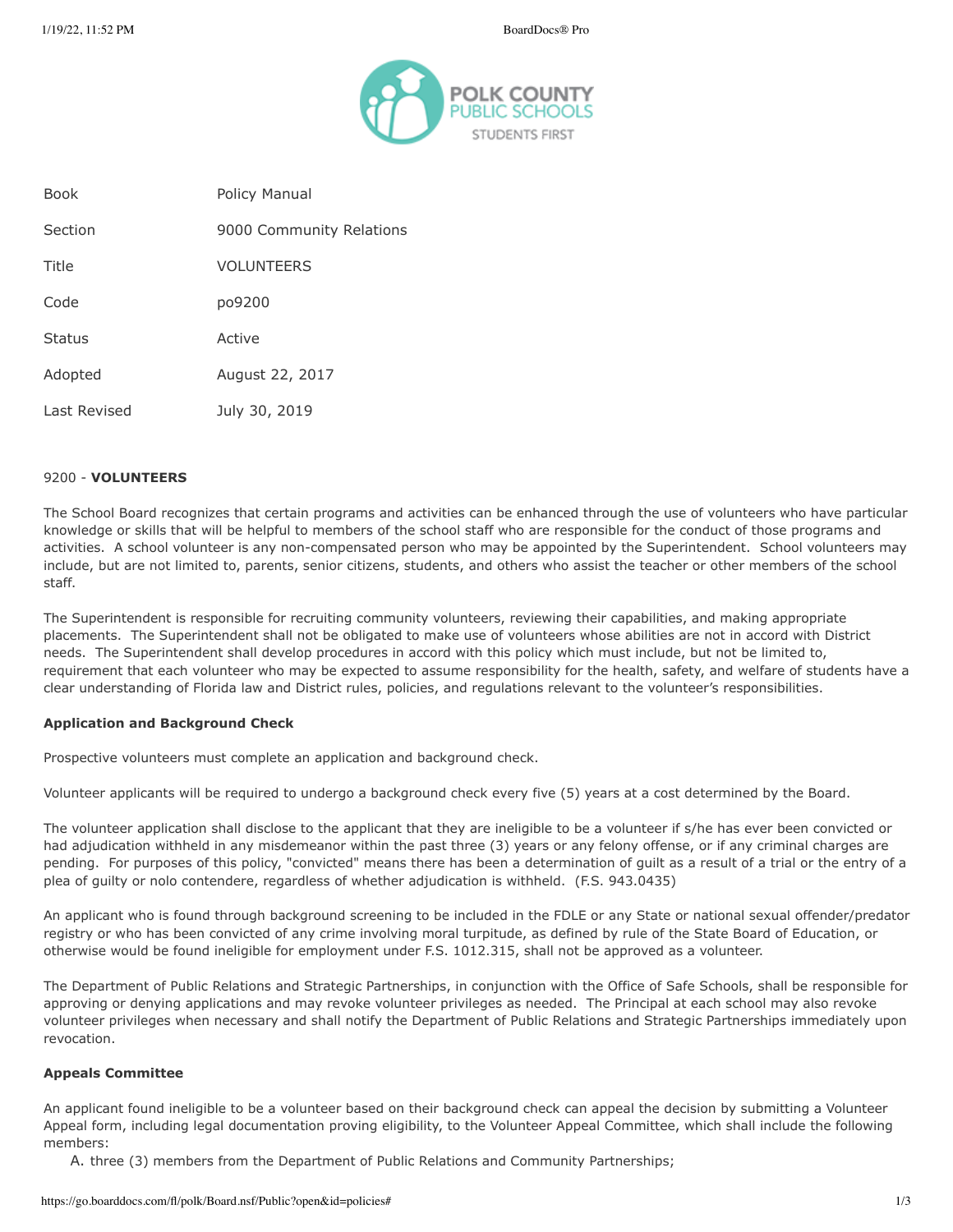| Book | Policy Manual |
| --- | --- |
| Section | 9000 Community Relations |
| Title | VOLUNTEERS |
| Code | po9200 |
| Status | Active |
| Adopted | August 22, 2017 |
| Last Revised | July 30, 2019 |

9200 - **VOLUNTEERS**

The School Board recognizes that certain programs and activities can be enhanced through the use of volunteers who have particular knowledge or skills that will be helpful to members of the school staff who are responsible for the conduct of those programs and activities. A school volunteer is any non-compensated person who may be appointed by the Superintendent. School volunteers may include, but are not limited to, parents, senior citizens, students, and others who assist the teacher or other members of the school staff.

The Superintendent is responsible for recruiting community volunteers, reviewing their capabilities, and making appropriate placements. The Superintendent shall not be obligated to make use of volunteers whose abilities are not in accord with District needs. The Superintendent shall develop procedures in accord with this policy which must include, but not be limited to, requirement that each volunteer who may be expected to assume responsibility for the health, safety, and welfare of students have a clear understanding of Florida law and District rules, policies, and regulations relevant to the volunteer's responsibilities.

**Application and Background Check**

Prospective volunteers must complete an application and background check.

Volunteer applicants will be required to undergo a background check every five (5) years at a cost determined by the Board.

The volunteer application shall disclose to the applicant that they are ineligible to be a volunteer if s/he has ever been convicted or had adjudication withheld in any misdemeanor within the past three (3) years or any felony offense, or if any criminal charges are pending. For purposes of this policy, "convicted" means there has been a determination of guilt as a result of a trial or the entry of a plea of guilty or nolo contendere, regardless of whether adjudication is withheld. (F.S. 943.0435)

An applicant who is found through background screening to be included in the FDLE or any State or national sexual offender/predator registry or who has been convicted of any crime involving moral turpitude, as defined by rule of the State Board of Education, or otherwise would be found ineligible for employment under F.S. 1012.315, shall not be approved as a volunteer.

The Department of Public Relations and Strategic Partnerships, in conjunction with the Office of Safe Schools, shall be responsible for approving or denying applications and may revoke volunteer privileges as needed. The Principal at each school may also revoke volunteer privileges when necessary and shall notify the Department of Public Relations and Strategic Partnerships immediately upon revocation.

**Appeals Committee**

An applicant found ineligible to be a volunteer based on their background check can appeal the decision by submitting a Volunteer Appeal form, including legal documentation proving eligibility, to the Volunteer Appeal Committee, which shall include the following members:

A. three (3) members from the Department of Public Relations and Community Partnerships;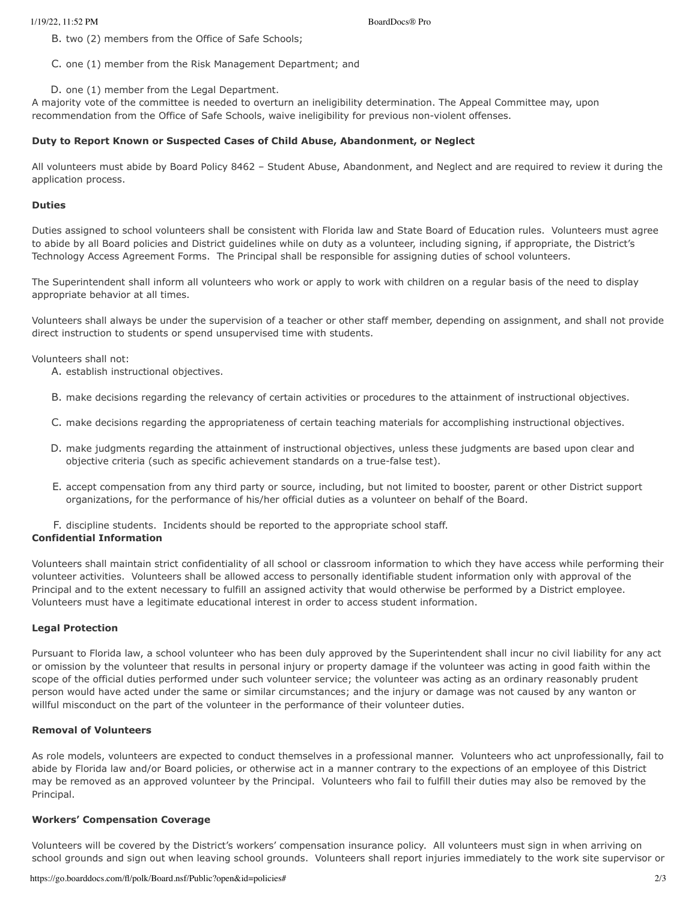B. two (2) members from the Office of Safe Schools;

C. one (1) member from the Risk Management Department; and

D. one (1) member from the Legal Department.

A majority vote of the committee is needed to overturn an ineligibility determination. The Appeal Committee may, upon recommendation from the Office of Safe Schools, waive ineligibility for previous non-violent offenses.

**Duty to Report Known or Suspected Cases of Child Abuse, Abandonment, or Neglect**

All volunteers must abide by Board Policy 8462 – Student Abuse, Abandonment, and Neglect and are required to review it during the application process.

**Duties**

Duties assigned to school volunteers shall be consistent with Florida law and State Board of Education rules. Volunteers must agree to abide by all Board policies and District guidelines while on duty as a volunteer, including signing, if appropriate, the District's Technology Access Agreement Forms. The Principal shall be responsible for assigning duties of school volunteers.

The Superintendent shall inform all volunteers who work or apply to work with children on a regular basis of the need to display appropriate behavior at all times.

Volunteers shall always be under the supervision of a teacher or other staff member, depending on assignment, and shall not provide direct instruction to students or spend unsupervised time with students.

Volunteers shall not:

A. establish instructional objectives.

B. make decisions regarding the relevancy of certain activities or procedures to the attainment of instructional objectives.

C. make decisions regarding the appropriateness of certain teaching materials for accomplishing instructional objectives.

D. make judgments regarding the attainment of instructional objectives, unless these judgments are based upon clear and objective criteria (such as specific achievement standards on a true-false test).

E. accept compensation from any third party or source, including, but not limited to booster, parent or other District support organizations, for the performance of his/her official duties as a volunteer on behalf of the Board.

F. discipline students. Incidents should be reported to the appropriate school staff.

**Confidential Information**

Volunteers shall maintain strict confidentiality of all school or classroom information to which they have access while performing their volunteer activities. Volunteers shall be allowed access to personally identifiable student information only with approval of the Principal and to the extent necessary to fulfill an assigned activity that would otherwise be performed by a District employee. Volunteers must have a legitimate educational interest in order to access student information.

**Legal Protection**

Pursuant to Florida law, a school volunteer who has been duly approved by the Superintendent shall incur no civil liability for any act or omission by the volunteer that results in personal injury or property damage if the volunteer was acting in good faith within the scope of the official duties performed under such volunteer service; the volunteer was acting as an ordinary reasonably prudent person would have acted under the same or similar circumstances; and the injury or damage was not caused by any wanton or willful misconduct on the part of the volunteer in the performance of their volunteer duties.

**Removal of Volunteers**

As role models, volunteers are expected to conduct themselves in a professional manner. Volunteers who act unprofessionally, fail to abide by Florida law and/or Board policies, or otherwise act in a manner contrary to the expections of an employee of this District may be removed as an approved volunteer by the Principal. Volunteers who fail to fulfill their duties may also be removed by the Principal.

**Workers' Compensation Coverage**

Volunteers will be covered by the District's workers' compensation insurance policy. All volunteers must sign in when arriving on school grounds and sign out when leaving school grounds. Volunteers shall report injuries immediately to the work site supervisor or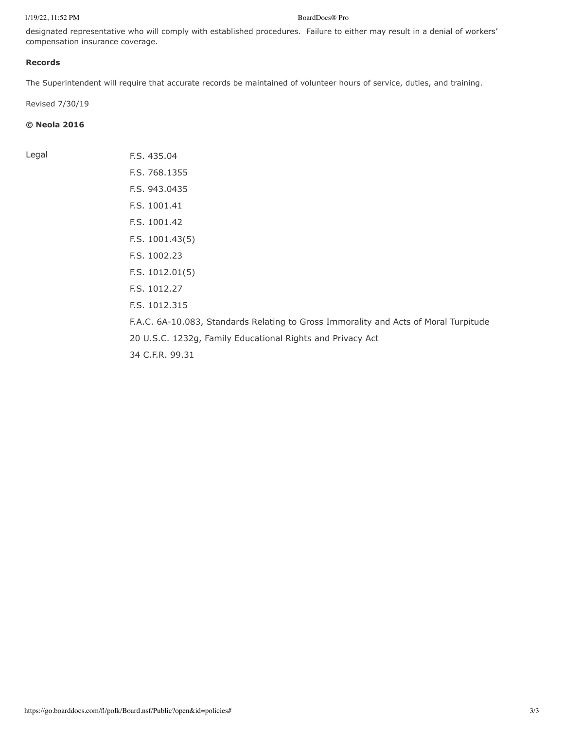designated representative who will comply with established procedures. Failure to either may result in a denial of workers' compensation insurance coverage.

**Records**

The Superintendent will require that accurate records be maintained of volunteer hours of service, duties, and training.

Revised 7/30/19

**© Neola 2016**

Legal

F.S. 435.04

F.S. 768.1355

F.S. 943.0435

F.S. 1001.41

F.S. 1001.42

F.S. 1001.43(5)

F.S. 1002.23

F.S. 1012.01(5)

F.S. 1012.27

F.S. 1012.315

F.A.C. 6A-10.083, Standards Relating to Gross Immorality and Acts of Moral Turpitude

20 U.S.C. 1232g, Family Educational Rights and Privacy Act

34 C.F.R. 99.31